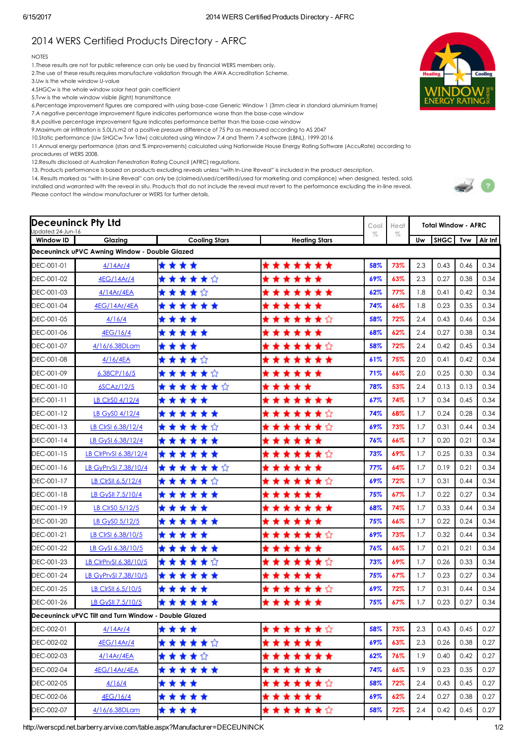# 2014 WERS Certified Products Directory - AFRC

NOTES

1. These results are not for public reference can only be used by financial WERS members only.
2. The use of these results requires manufacture validation through the AWA Accreditation Scheme.
3. Uw is the whole window U-value
4. SHGCw is the whole window solar heat gain coefficient
5. Tvw is the whole window visible (light) transmittance
6. Percentage improvement figures are compared with using base-case Generic Window 1 (3mm clear in standard aluminium frame)
7. A negative percentage improvement figure indicates performance worse than the base-case window
8. A positive percentage improvement figure indicates performance better than the base-case window
9. Maximum air infiltration is 5.0L/s.m2 at a positive pressure difference of 75 Pa as measured according to AS 2047
10. Static performance (Uw SHGCw Tvw Tdw) calculated using Window 7.4 and Therm 7.4 software (LBNL), 1999-2016
11. Annual energy performance (stars and % improvements) calculated using Nationwide House Energy Rating Software (AccuRate) according to procedures of WERS 2008.
12. Results disclosed at Australian Fenestration Rating Council (AFRC) regulations.
13. Products performance is based on products excluding reveals unless "with In-Line Reveal" is included in the product description.
14. Results marked as "with In-Line Reveal" can only be (claimed/used/certified/used for marketing and compliance) when designed, tested, sold, installed and warranted with the reveal in situ. Products that do not include the reveal must revert to the performance excluding the in-line reveal. Please contact the window manufacturer or WERS for further details.

## Deceuninck Pty Ltd

Updated 24-Jun-16

| Window ID | Glazing | Cooling Stars | Heating Stars | Cool % | Heat % | Uw | SHGC | Tvw | Air Inf |
|---|---|---|---|---|---|---|---|---|---|
| **Deceuninck uPVC Awning Window - Double Glazed** | | | | | | | | | |
| DEC-001-01 | 4/14Ar/4 | ★★★★ | ★★★★★★★ | 58% | 73% | 2.3 | 0.43 | 0.46 | 0.34 |
| DEC-001-02 | 4EG/14Ar/4 | ★★★★★☆ | ★★★★★★ | 69% | 63% | 2.3 | 0.27 | 0.38 | 0.34 |
| DEC-001-03 | 4/14Ar/4EA | ★★★★☆ | ★★★★★★★ | 62% | 77% | 1.8 | 0.41 | 0.42 | 0.34 |
| DEC-001-04 | 4EG/14Ar/4EA | ★★★★★★ | ★★★★★★ | 74% | 66% | 1.8 | 0.23 | 0.35 | 0.34 |
| DEC-001-05 | 4/16/4 | ★★★★ | ★★★★★★☆ | 58% | 72% | 2.4 | 0.43 | 0.46 | 0.34 |
| DEC-001-06 | 4EG/16/4 | ★★★★★ | ★★★★★★ | 68% | 62% | 2.4 | 0.27 | 0.38 | 0.34 |
| DEC-001-07 | 4/16/6.38DLam | ★★★★ | ★★★★★★☆ | 58% | 72% | 2.4 | 0.42 | 0.45 | 0.34 |
| DEC-001-08 | 4/16/4EA | ★★★★☆ | ★★★★★★★ | 61% | 75% | 2.0 | 0.41 | 0.42 | 0.34 |
| DEC-001-09 | 6.38CP/16/5 | ★★★★★☆ | ★★★★★★ | 71% | 66% | 2.0 | 0.25 | 0.30 | 0.34 |
| DEC-001-10 | 6SCAz/12/5 | ★★★★★★☆ | ★★★★★ | 78% | 53% | 2.4 | 0.13 | 0.13 | 0.34 |
| DEC-001-11 | LB ClrS0 4/12/4 | ★★★★★ | ★★★★★★★ | 67% | 74% | 1.7 | 0.34 | 0.45 | 0.34 |
| DEC-001-12 | LB GyS0 4/12/4 | ★★★★★★ | ★★★★★★☆ | 74% | 68% | 1.7 | 0.24 | 0.28 | 0.34 |
| DEC-001-13 | LB ClrSI 6.38/12/4 | ★★★★★☆ | ★★★★★★☆ | 69% | 73% | 1.7 | 0.31 | 0.44 | 0.34 |
| DEC-001-14 | LB GySI 6.38/12/4 | ★★★★★★ | ★★★★★★ | 76% | 66% | 1.7 | 0.20 | 0.21 | 0.34 |
| DEC-001-15 | LB ClrPrvSI 6.38/12/4 | ★★★★★★ | ★★★★★★☆ | 73% | 69% | 1.7 | 0.25 | 0.33 | 0.34 |
| DEC-001-16 | LB GyPrvSI 7.38/10/4 | ★★★★★★☆ | ★★★★★★ | 77% | 64% | 1.7 | 0.19 | 0.21 | 0.34 |
| DEC-001-17 | LB ClrSII 6.5/12/4 | ★★★★★☆ | ★★★★★★☆ | 69% | 72% | 1.7 | 0.31 | 0.44 | 0.34 |
| DEC-001-18 | LB GySII 7.5/10/4 | ★★★★★★ | ★★★★★★ | 75% | 67% | 1.7 | 0.22 | 0.27 | 0.34 |
| DEC-001-19 | LB ClrS0 5/12/5 | ★★★★★ | ★★★★★★★ | 68% | 74% | 1.7 | 0.33 | 0.44 | 0.34 |
| DEC-001-20 | LB GyS0 5/12/5 | ★★★★★★ | ★★★★★★ | 75% | 66% | 1.7 | 0.22 | 0.24 | 0.34 |
| DEC-001-21 | LB ClrSI 6.38/10/5 | ★★★★★ | ★★★★★★☆ | 69% | 73% | 1.7 | 0.32 | 0.44 | 0.34 |
| DEC-001-22 | LB GySI 6.38/10/5 | ★★★★★★ | ★★★★★★ | 76% | 66% | 1.7 | 0.21 | 0.21 | 0.34 |
| DEC-001-23 | LB ClrPrvSI 6.38/10/5 | ★★★★★☆ | ★★★★★★☆ | 73% | 69% | 1.7 | 0.26 | 0.33 | 0.34 |
| DEC-001-24 | LB GyPrvSI 7.38/10/5 | ★★★★★★ | ★★★★★★ | 75% | 67% | 1.7 | 0.23 | 0.27 | 0.34 |
| DEC-001-25 | LB ClrSII 6.5/10/5 | ★★★★★ | ★★★★★★☆ | 69% | 72% | 1.7 | 0.31 | 0.44 | 0.34 |
| DEC-001-26 | LB GySII 7.5/10/5 | ★★★★★★ | ★★★★★★ | 75% | 67% | 1.7 | 0.23 | 0.27 | 0.34 |
| **Deceuninck uPVC Tilt and Turn Window - Double Glazed** | | | | | | | | | |
| DEC-002-01 | 4/14Ar/4 | ★★★★ | ★★★★★★☆ | 58% | 73% | 2.3 | 0.43 | 0.45 | 0.27 |
| DEC-002-02 | 4EG/14Ar/4 | ★★★★★☆ | ★★★★★★ | 69% | 63% | 2.3 | 0.26 | 0.38 | 0.27 |
| DEC-002-03 | 4/14Ar/4EA | ★★★★☆ | ★★★★★★★ | 62% | 76% | 1.9 | 0.40 | 0.42 | 0.27 |
| DEC-002-04 | 4EG/14Ar/4EA | ★★★★★★ | ★★★★★★ | 74% | 66% | 1.9 | 0.23 | 0.35 | 0.27 |
| DEC-002-05 | 4/16/4 | ★★★★ | ★★★★★★☆ | 58% | 72% | 2.4 | 0.43 | 0.45 | 0.27 |
| DEC-002-06 | 4EG/16/4 | ★★★★★ | ★★★★★★ | 69% | 62% | 2.4 | 0.27 | 0.38 | 0.27 |
| DEC-002-07 | 4/16/6.38DLam | ★★★★ | ★★★★★★☆ | 58% | 72% | 2.4 | 0.42 | 0.45 | 0.27 |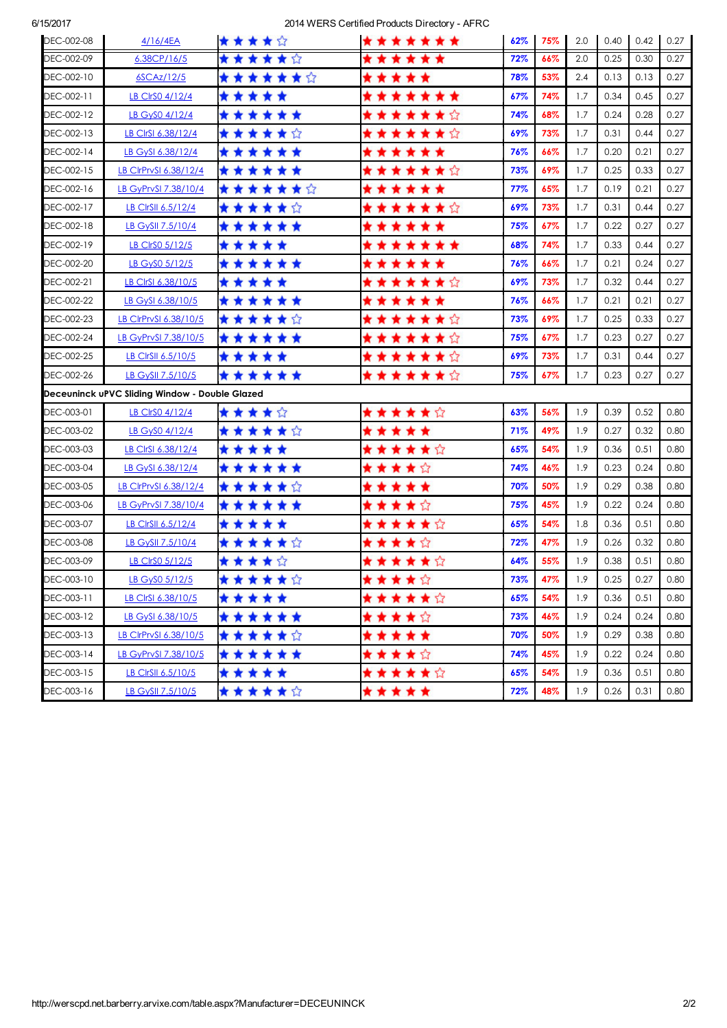| | | | | | | | | | |
|---|---|---|---|---|---|---|---|---|---|
| DEC-002-08 | 4/16/4EA | ★★★★☆ | ★★★★★★★ | 62% | 75% | 2.0 | 0.40 | 0.42 | 0.27 |
| DEC-002-09 | 6.38CP/16/5 | ★★★★★☆ | ★★★★★★ | 72% | 66% | 2.0 | 0.25 | 0.30 | 0.27 |
| DEC-002-10 | 6SCAz/12/5 | ★★★★★★☆ | ★★★★★ | 78% | 53% | 2.4 | 0.13 | 0.13 | 0.27 |
| DEC-002-11 | LB ClrS0 4/12/4 | ★★★★★ | ★★★★★★★ | 67% | 74% | 1.7 | 0.34 | 0.45 | 0.27 |
| DEC-002-12 | LB GyS0 4/12/4 | ★★★★★★ | ★★★★★★☆ | 74% | 68% | 1.7 | 0.24 | 0.28 | 0.27 |
| DEC-002-13 | LB ClrSI 6.38/12/4 | ★★★★★☆ | ★★★★★★☆ | 69% | 73% | 1.7 | 0.31 | 0.44 | 0.27 |
| DEC-002-14 | LB GySI 6.38/12/4 | ★★★★★★ | ★★★★★★ | 76% | 66% | 1.7 | 0.20 | 0.21 | 0.27 |
| DEC-002-15 | LB ClrPrvSI 6.38/12/4 | ★★★★★★ | ★★★★★★☆ | 73% | 69% | 1.7 | 0.25 | 0.33 | 0.27 |
| DEC-002-16 | LB GyPrvSI 7.38/10/4 | ★★★★★★☆ | ★★★★★★ | 77% | 65% | 1.7 | 0.19 | 0.21 | 0.27 |
| DEC-002-17 | LB ClrSII 6.5/12/4 | ★★★★★☆ | ★★★★★★☆ | 69% | 73% | 1.7 | 0.31 | 0.44 | 0.27 |
| DEC-002-18 | LB GySII 7.5/10/4 | ★★★★★★ | ★★★★★★ | 75% | 67% | 1.7 | 0.22 | 0.27 | 0.27 |
| DEC-002-19 | LB ClrS0 5/12/5 | ★★★★★ | ★★★★★★★ | 68% | 74% | 1.7 | 0.33 | 0.44 | 0.27 |
| DEC-002-20 | LB GyS0 5/12/5 | ★★★★★★ | ★★★★★★ | 76% | 66% | 1.7 | 0.21 | 0.24 | 0.27 |
| DEC-002-21 | LB ClrSI 6.38/10/5 | ★★★★★ | ★★★★★★☆ | 69% | 73% | 1.7 | 0.32 | 0.44 | 0.27 |
| DEC-002-22 | LB GySI 6.38/10/5 | ★★★★★★ | ★★★★★★ | 76% | 66% | 1.7 | 0.21 | 0.21 | 0.27 |
| DEC-002-23 | LB ClrPrvSI 6.38/10/5 | ★★★★★☆ | ★★★★★★☆ | 73% | 69% | 1.7 | 0.25 | 0.33 | 0.27 |
| DEC-002-24 | LB GyPrvSI 7.38/10/5 | ★★★★★★ | ★★★★★★☆ | 75% | 67% | 1.7 | 0.23 | 0.27 | 0.27 |
| DEC-002-25 | LB ClrSII 6.5/10/5 | ★★★★★ | ★★★★★★☆ | 69% | 73% | 1.7 | 0.31 | 0.44 | 0.27 |
| DEC-002-26 | LB GySII 7.5/10/5 | ★★★★★★ | ★★★★★★☆ | 75% | 67% | 1.7 | 0.23 | 0.27 | 0.27 |
| **Deceuninck uPVC Sliding Window - Double Glazed** | | | | | | | | | |
| DEC-003-01 | LB ClrS0 4/12/4 | ★★★★☆ | ★★★★★☆ | 63% | 56% | 1.9 | 0.39 | 0.52 | 0.80 |
| DEC-003-02 | LB GyS0 4/12/4 | ★★★★★☆ | ★★★★★ | 71% | 49% | 1.9 | 0.27 | 0.32 | 0.80 |
| DEC-003-03 | LB ClrSI 6.38/12/4 | ★★★★★ | ★★★★★☆ | 65% | 54% | 1.9 | 0.36 | 0.51 | 0.80 |
| DEC-003-04 | LB GySI 6.38/12/4 | ★★★★★★ | ★★★★☆ | 74% | 46% | 1.9 | 0.23 | 0.24 | 0.80 |
| DEC-003-05 | LB ClrPrvSI 6.38/12/4 | ★★★★★☆ | ★★★★★ | 70% | 50% | 1.9 | 0.29 | 0.38 | 0.80 |
| DEC-003-06 | LB GyPrvSI 7.38/10/4 | ★★★★★★ | ★★★★☆ | 75% | 45% | 1.9 | 0.22 | 0.24 | 0.80 |
| DEC-003-07 | LB ClrSII 6.5/12/4 | ★★★★★ | ★★★★★☆ | 65% | 54% | 1.8 | 0.36 | 0.51 | 0.80 |
| DEC-003-08 | LB GySII 7.5/10/4 | ★★★★★☆ | ★★★★☆ | 72% | 47% | 1.9 | 0.26 | 0.32 | 0.80 |
| DEC-003-09 | LB ClrS0 5/12/5 | ★★★★☆ | ★★★★★☆ | 64% | 55% | 1.9 | 0.38 | 0.51 | 0.80 |
| DEC-003-10 | LB GyS0 5/12/5 | ★★★★★☆ | ★★★★☆ | 73% | 47% | 1.9 | 0.25 | 0.27 | 0.80 |
| DEC-003-11 | LB ClrSI 6.38/10/5 | ★★★★★ | ★★★★★☆ | 65% | 54% | 1.9 | 0.36 | 0.51 | 0.80 |
| DEC-003-12 | LB GySI 6.38/10/5 | ★★★★★★ | ★★★★☆ | 73% | 46% | 1.9 | 0.24 | 0.24 | 0.80 |
| DEC-003-13 | LB ClrPrvSI 6.38/10/5 | ★★★★★☆ | ★★★★★ | 70% | 50% | 1.9 | 0.29 | 0.38 | 0.80 |
| DEC-003-14 | LB GyPrvSI 7.38/10/5 | ★★★★★★ | ★★★★☆ | 74% | 45% | 1.9 | 0.22 | 0.24 | 0.80 |
| DEC-003-15 | LB ClrSII 6.5/10/5 | ★★★★★ | ★★★★★☆ | 65% | 54% | 1.9 | 0.36 | 0.51 | 0.80 |
| DEC-003-16 | LB GySII 7.5/10/5 | ★★★★★☆ | ★★★★★ | 72% | 48% | 1.9 | 0.26 | 0.31 | 0.80 |